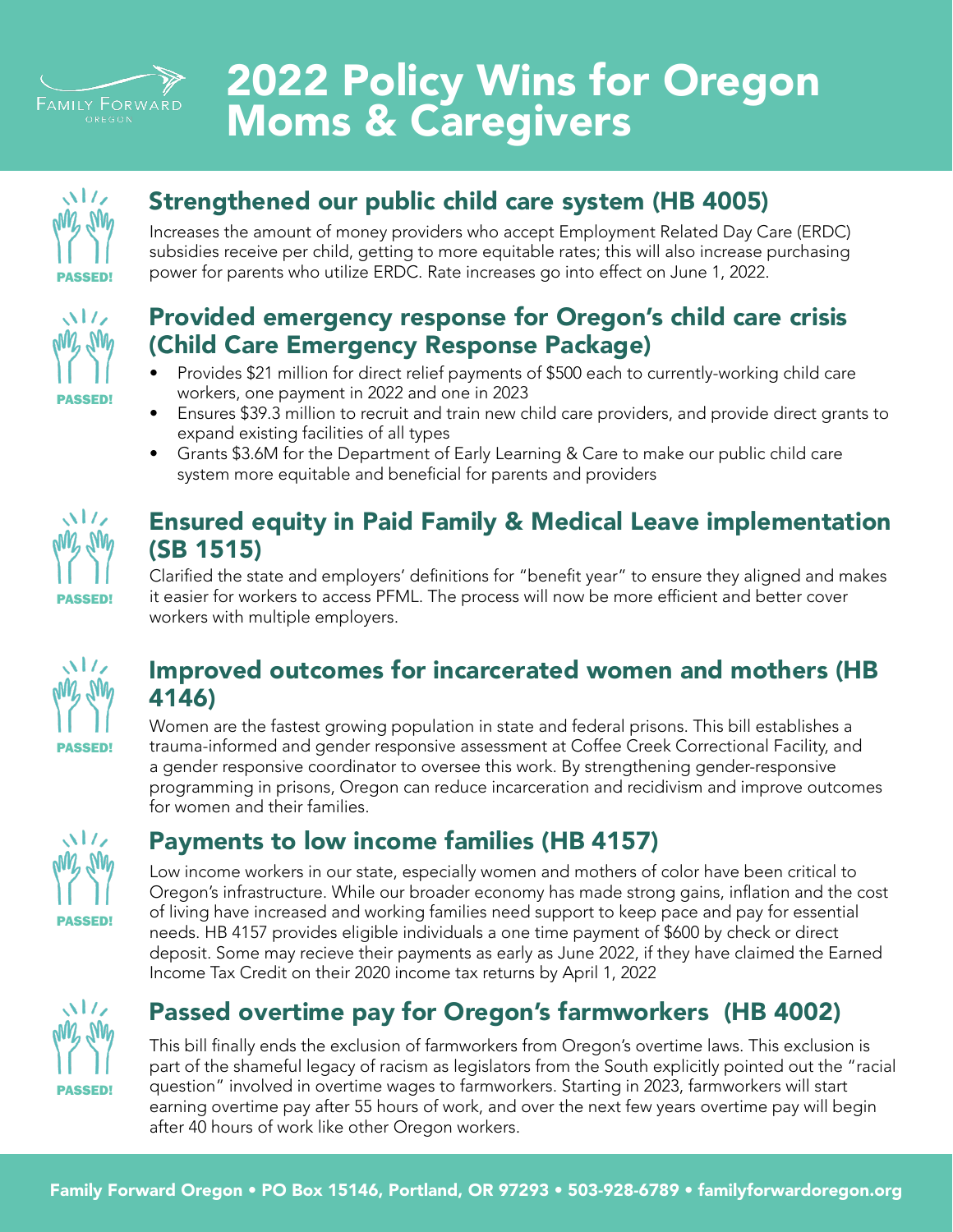# 2022 Policy Wins for Oregon Moms & Caregivers

PASSED!

## Strengthened our public child care system (HB 4005)

Increases the amount of money providers who accept Employment Related Day Care (ERDC) subsidies receive per child, getting to more equitable rates; this will also increase purchasing power for parents who utilize ERDC. Rate increases go into effect on June 1, 2022.

PASSED!

## Provided emergency response for Oregon's child care crisis (Child Care Emergency Response Package)

- Provides $21 million for direct relief payments of $500 each to currently-working child care workers, one payment in 2022 and one in 2023
- Ensures $39.3 million to recruit and train new child care providers, and provide direct grants to expand existing facilities of all types
- Grants $3.6M for the Department of Early Learning & Care to make our public child care system more equitable and beneficial for parents and providers

PASSED!

## Ensured equity in Paid Family & Medical Leave implementation (SB 1515)

Clarified the state and employers' definitions for "benefit year" to ensure they aligned and makes it easier for workers to access PFML. The process will now be more efficient and better cover workers with multiple employers.

PASSED!

## Improved outcomes for incarcerated women and mothers (HB 4146)

Women are the fastest growing population in state and federal prisons. This bill establishes a trauma-informed and gender responsive assessment at Coffee Creek Correctional Facility, and a gender responsive coordinator to oversee this work. By strengthening gender-responsive programming in prisons, Oregon can reduce incarceration and recidivism and improve outcomes for women and their families.

PASSED!

## Payments to low income families (HB 4157)

Low income workers in our state, especially women and mothers of color have been critical to Oregon's infrastructure. While our broader economy has made strong gains, inflation and the cost of living have increased and working families need support to keep pace and pay for essential needs. HB 4157 provides eligible individuals a one time payment of $600 by check or direct deposit. Some may recieve their payments as early as June 2022, if they have claimed the Earned Income Tax Credit on their 2020 income tax returns by April 1, 2022

PASSED!

## Passed overtime pay for Oregon's farmworkers (HB 4002)

This bill finally ends the exclusion of farmworkers from Oregon's overtime laws. This exclusion is part of the shameful legacy of racism as legislators from the South explicitly pointed out the "racial question" involved in overtime wages to farmworkers. Starting in 2023, farmworkers will start earning overtime pay after 55 hours of work, and over the next few years overtime pay will begin after 40 hours of work like other Oregon workers.

Family Forward Oregon • PO Box 15146, Portland, OR 97293 • 503-928-6789 • familyforwardoregon.org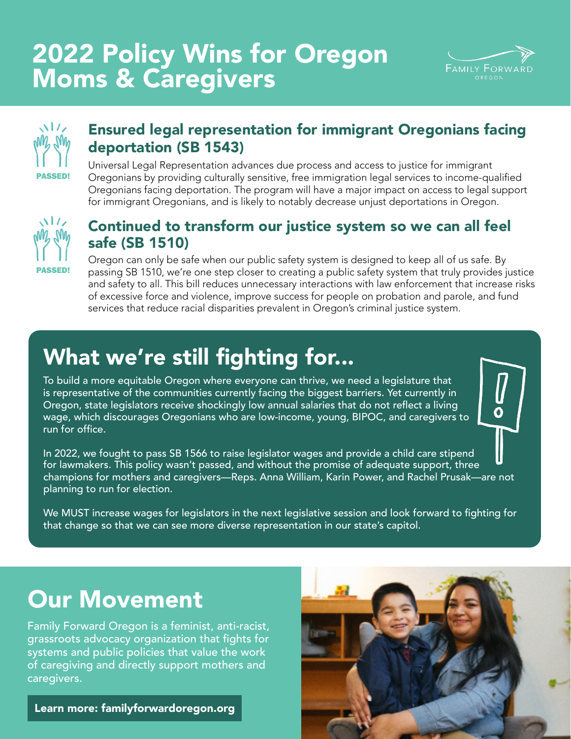# 2022 Policy Wins for Oregon Moms & Caregivers

Family Forward Oregon

PASSED!

## Ensured legal representation for immigrant Oregonians facing deportation (SB 1543)

Universal Legal Representation advances due process and access to justice for immigrant Oregonians by providing culturally sensitive, free immigration legal services to income-qualified Oregonians facing deportation. The program will have a major impact on access to legal support for immigrant Oregonians, and is likely to notably decrease unjust deportations in Oregon.

PASSED!

## Continued to transform our justice system so we can all feel safe (SB 1510)

Oregon can only be safe when our public safety system is designed to keep all of us safe. By passing SB 1510, we're one step closer to creating a public safety system that truly provides justice and safety to all. This bill reduces unnecessary interactions with law enforcement that increase risks of excessive force and violence, improve success for people on probation and parole, and fund services that reduce racial disparities prevalent in Oregon's criminal justice system.

## What we're still fighting for...

To build a more equitable Oregon where everyone can thrive, we need a legislature that is representative of the communities currently facing the biggest barriers. Yet currently in Oregon, state legislators receive shockingly low annual salaries that do not reflect a living wage, which discourages Oregonians who are low-income, young, BIPOC, and caregivers to run for office.

In 2022, we fought to pass SB 1566 to raise legislator wages and provide a child care stipend for lawmakers. This policy wasn't passed, and without the promise of adequate support, three champions for mothers and caregivers—Reps. Anna William, Karin Power, and Rachel Prusak—are not planning to run for election.

We MUST increase wages for legislators in the next legislative session and look forward to fighting for that change so that we can see more diverse representation in our state's capitol.

## Our Movement

Family Forward Oregon is a feminist, anti-racist, grassroots advocacy organization that fights for systems and public policies that value the work of caregiving and directly support mothers and caregivers.

**Learn more: familyforwardoregon.org**